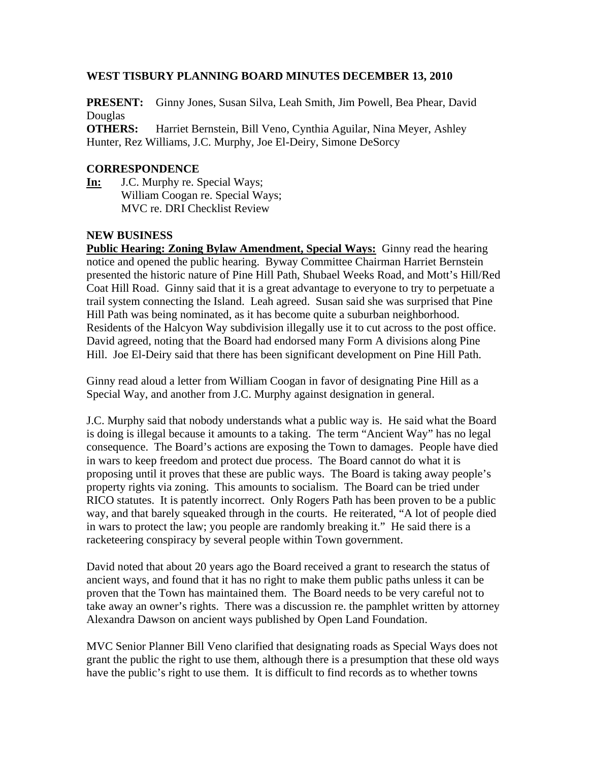# WEST TISBURY PLANNING BOARD MINUTES DECEMBER 13, 2010

**PRESENT:** Ginny Jones, Susan Silva, Leah Smith, Jim Powell, Bea Phear, David Douglas
**OTHERS:** Harriet Bernstein, Bill Veno, Cynthia Aguilar, Nina Meyer, Ashley Hunter, Rez Williams, J.C. Murphy, Joe El-Deiry, Simone DeSorcy

## CORRESPONDENCE

**In:** J.C. Murphy re. Special Ways;
William Coogan re. Special Ways;
MVC re. DRI Checklist Review

## NEW BUSINESS

**Public Hearing: Zoning Bylaw Amendment, Special Ways:** Ginny read the hearing notice and opened the public hearing. Byway Committee Chairman Harriet Bernstein presented the historic nature of Pine Hill Path, Shubael Weeks Road, and Mott's Hill/Red Coat Hill Road. Ginny said that it is a great advantage to everyone to try to perpetuate a trail system connecting the Island. Leah agreed. Susan said she was surprised that Pine Hill Path was being nominated, as it has become quite a suburban neighborhood. Residents of the Halcyon Way subdivision illegally use it to cut across to the post office. David agreed, noting that the Board had endorsed many Form A divisions along Pine Hill. Joe El-Deiry said that there has been significant development on Pine Hill Path.

Ginny read aloud a letter from William Coogan in favor of designating Pine Hill as a Special Way, and another from J.C. Murphy against designation in general.

J.C. Murphy said that nobody understands what a public way is. He said what the Board is doing is illegal because it amounts to a taking. The term "Ancient Way" has no legal consequence. The Board's actions are exposing the Town to damages. People have died in wars to keep freedom and protect due process. The Board cannot do what it is proposing until it proves that these are public ways. The Board is taking away people's property rights via zoning. This amounts to socialism. The Board can be tried under RICO statutes. It is patently incorrect. Only Rogers Path has been proven to be a public way, and that barely squeaked through in the courts. He reiterated, "A lot of people died in wars to protect the law; you people are randomly breaking it." He said there is a racketeering conspiracy by several people within Town government.

David noted that about 20 years ago the Board received a grant to research the status of ancient ways, and found that it has no right to make them public paths unless it can be proven that the Town has maintained them. The Board needs to be very careful not to take away an owner's rights. There was a discussion re. the pamphlet written by attorney Alexandra Dawson on ancient ways published by Open Land Foundation.

MVC Senior Planner Bill Veno clarified that designating roads as Special Ways does not grant the public the right to use them, although there is a presumption that these old ways have the public's right to use them. It is difficult to find records as to whether towns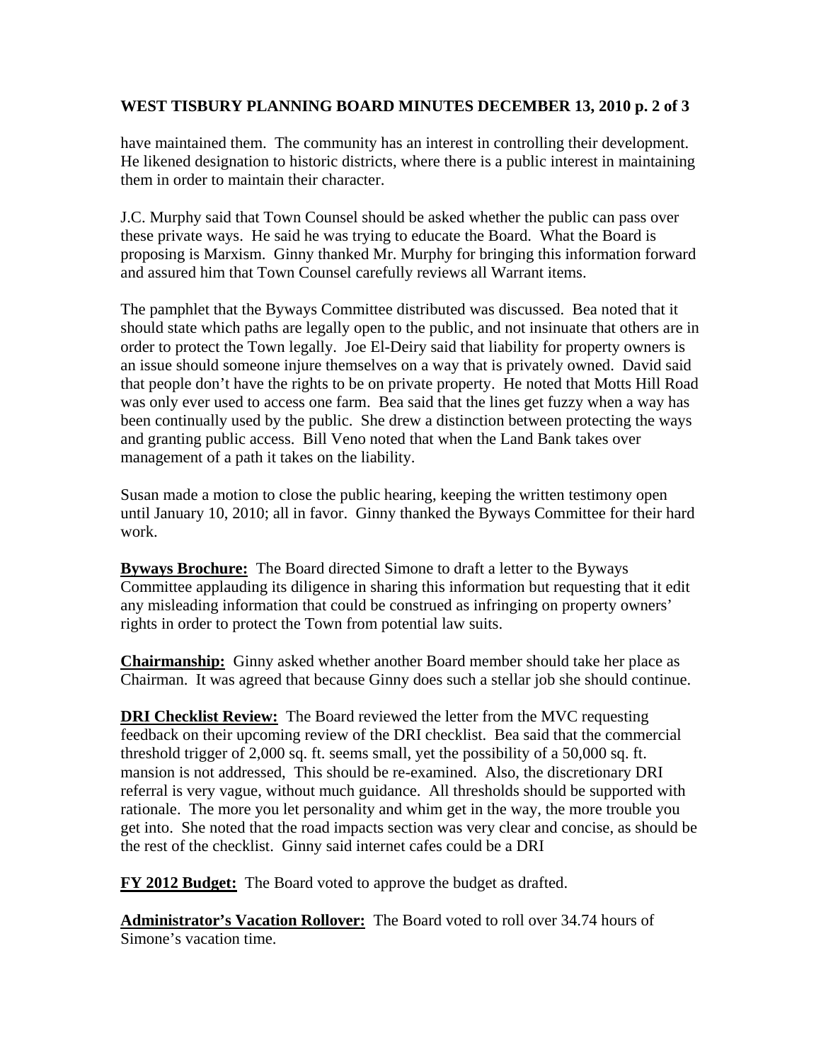have maintained them. The community has an interest in controlling their development. He likened designation to historic districts, where there is a public interest in maintaining them in order to maintain their character.

J.C. Murphy said that Town Counsel should be asked whether the public can pass over these private ways. He said he was trying to educate the Board. What the Board is proposing is Marxism. Ginny thanked Mr. Murphy for bringing this information forward and assured him that Town Counsel carefully reviews all Warrant items.

The pamphlet that the Byways Committee distributed was discussed. Bea noted that it should state which paths are legally open to the public, and not insinuate that others are in order to protect the Town legally. Joe El-Deiry said that liability for property owners is an issue should someone injure themselves on a way that is privately owned. David said that people don't have the rights to be on private property. He noted that Motts Hill Road was only ever used to access one farm. Bea said that the lines get fuzzy when a way has been continually used by the public. She drew a distinction between protecting the ways and granting public access. Bill Veno noted that when the Land Bank takes over management of a path it takes on the liability.

Susan made a motion to close the public hearing, keeping the written testimony open until January 10, 2010; all in favor. Ginny thanked the Byways Committee for their hard work.

**Byways Brochure:** The Board directed Simone to draft a letter to the Byways Committee applauding its diligence in sharing this information but requesting that it edit any misleading information that could be construed as infringing on property owners' rights in order to protect the Town from potential law suits.

**Chairmanship:** Ginny asked whether another Board member should take her place as Chairman. It was agreed that because Ginny does such a stellar job she should continue.

**DRI Checklist Review:** The Board reviewed the letter from the MVC requesting feedback on their upcoming review of the DRI checklist. Bea said that the commercial threshold trigger of 2,000 sq. ft. seems small, yet the possibility of a 50,000 sq. ft. mansion is not addressed, This should be re-examined. Also, the discretionary DRI referral is very vague, without much guidance. All thresholds should be supported with rationale. The more you let personality and whim get in the way, the more trouble you get into. She noted that the road impacts section was very clear and concise, as should be the rest of the checklist. Ginny said internet cafes could be a DRI

**FY 2012 Budget:** The Board voted to approve the budget as drafted.

**Administrator's Vacation Rollover:** The Board voted to roll over 34.74 hours of Simone's vacation time.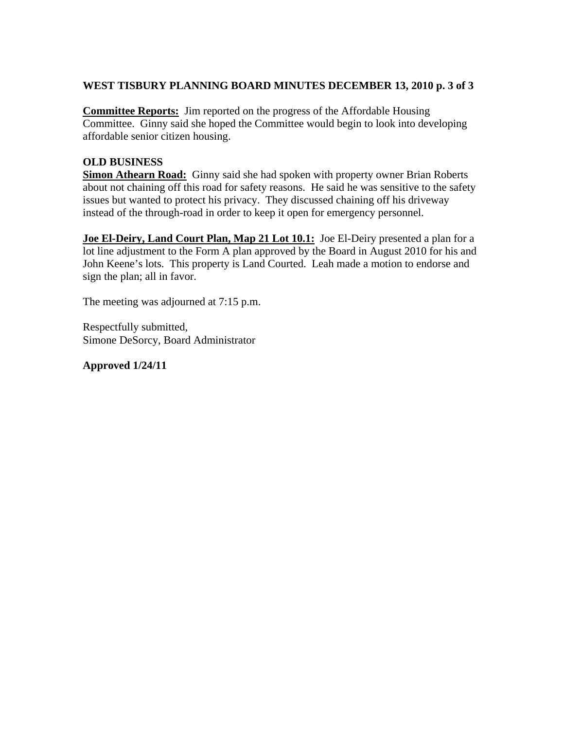**Committee Reports:** Jim reported on the progress of the Affordable Housing Committee. Ginny said she hoped the Committee would begin to look into developing affordable senior citizen housing.

**OLD BUSINESS**

**Simon Athearn Road:** Ginny said she had spoken with property owner Brian Roberts about not chaining off this road for safety reasons. He said he was sensitive to the safety issues but wanted to protect his privacy. They discussed chaining off his driveway instead of the through-road in order to keep it open for emergency personnel.

**Joe El-Deiry, Land Court Plan, Map 21 Lot 10.1:** Joe El-Deiry presented a plan for a lot line adjustment to the Form A plan approved by the Board in August 2010 for his and John Keene's lots. This property is Land Courted. Leah made a motion to endorse and sign the plan; all in favor.

The meeting was adjourned at 7:15 p.m.

Respectfully submitted,
Simone DeSorcy, Board Administrator

**Approved 1/24/11**